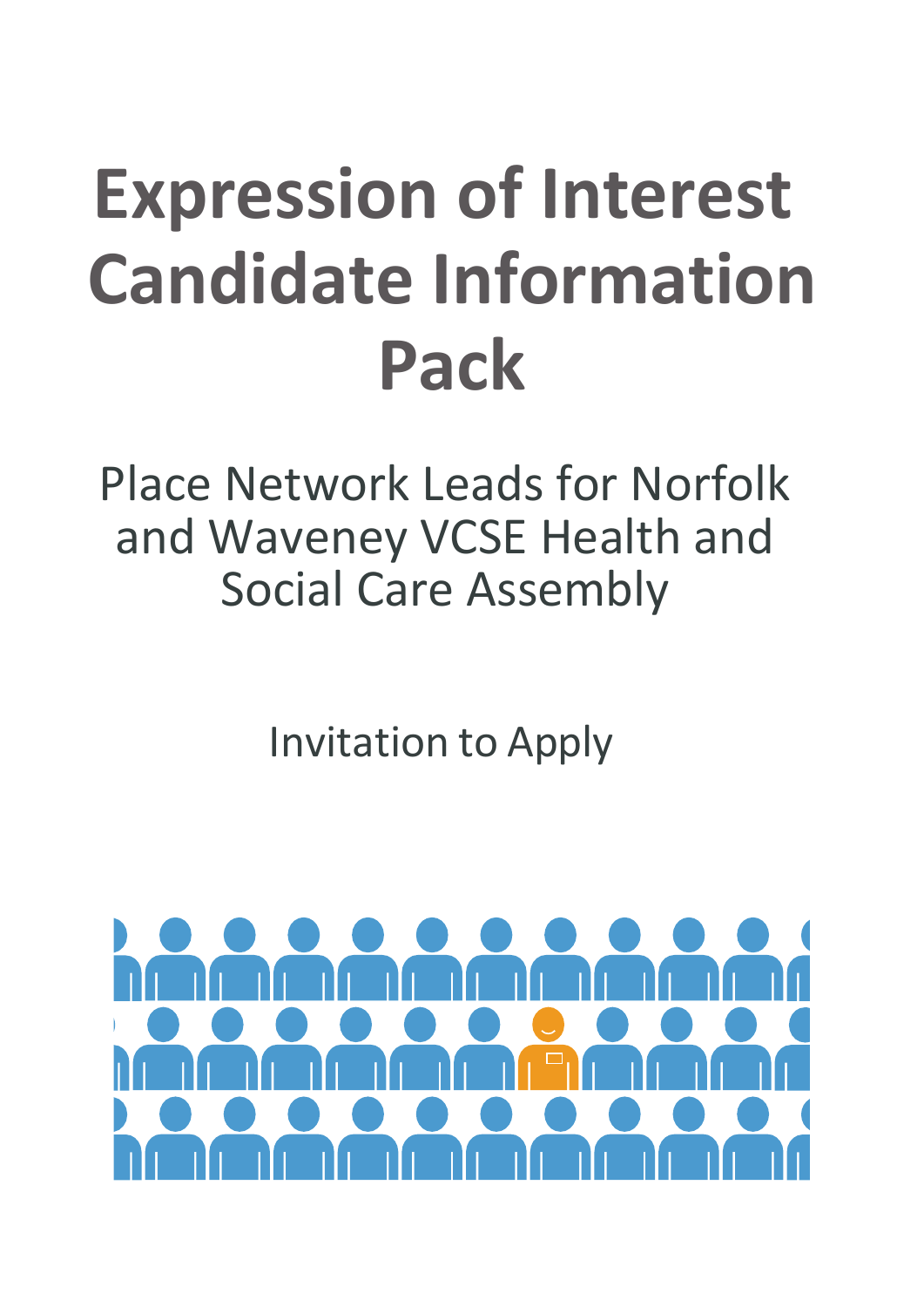# Expression of Interest Candidate Information Pack

Place Network Leads for Norfolk and Waveney VCSE Health and Social Care Assembly

Invitation to Apply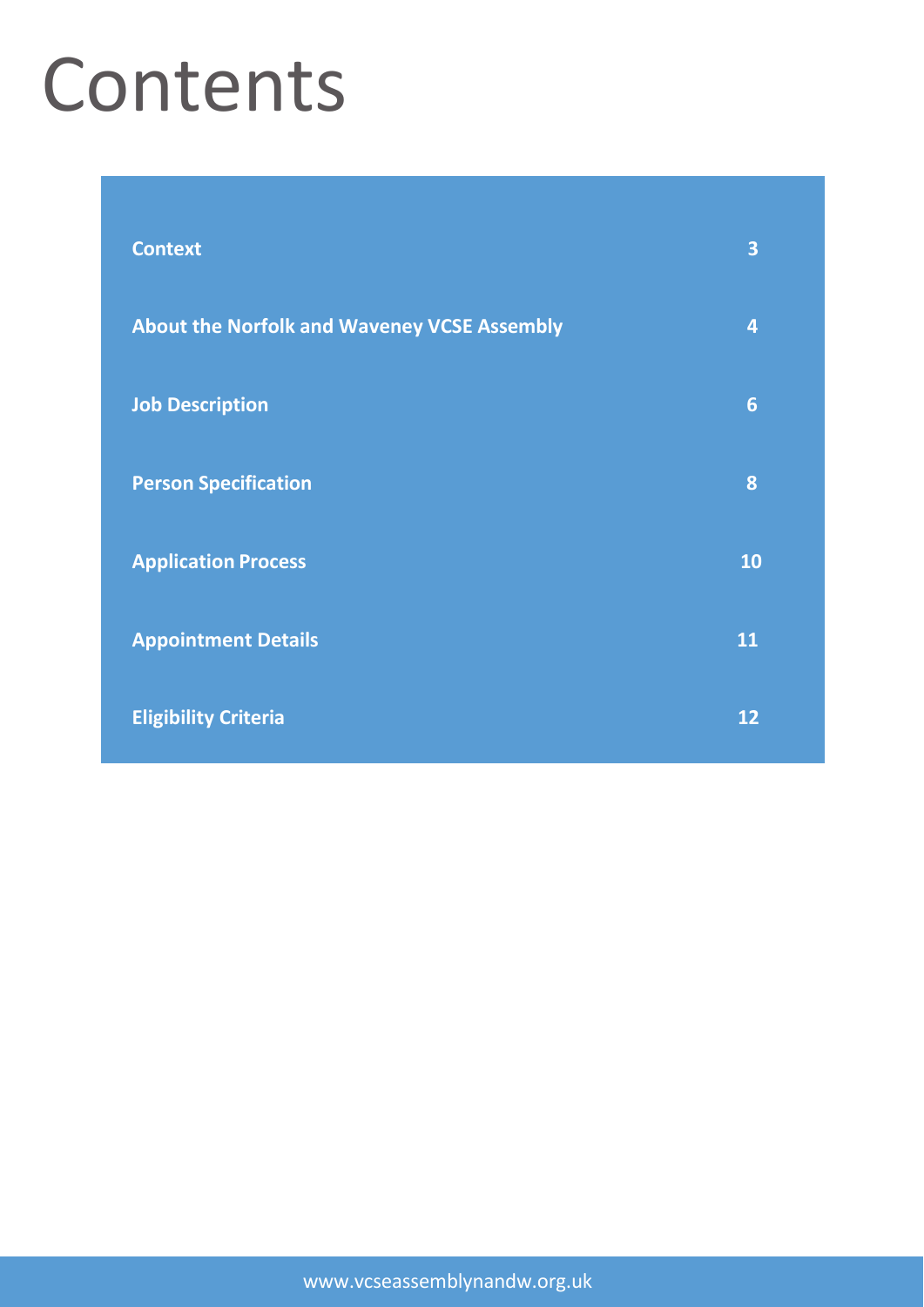# Contents

| | |
|---|---|
| **Context** | **3** |
| **About the Norfolk and Waveney VCSE Assembly** | **4** |
| **Job Description** | **6** |
| **Person Specification** | **8** |
| **Application Process** | **10** |
| **Appointment Details** | **11** |
| **Eligibility Criteria** | **12** |

www.vcseassemblynandw.org.uk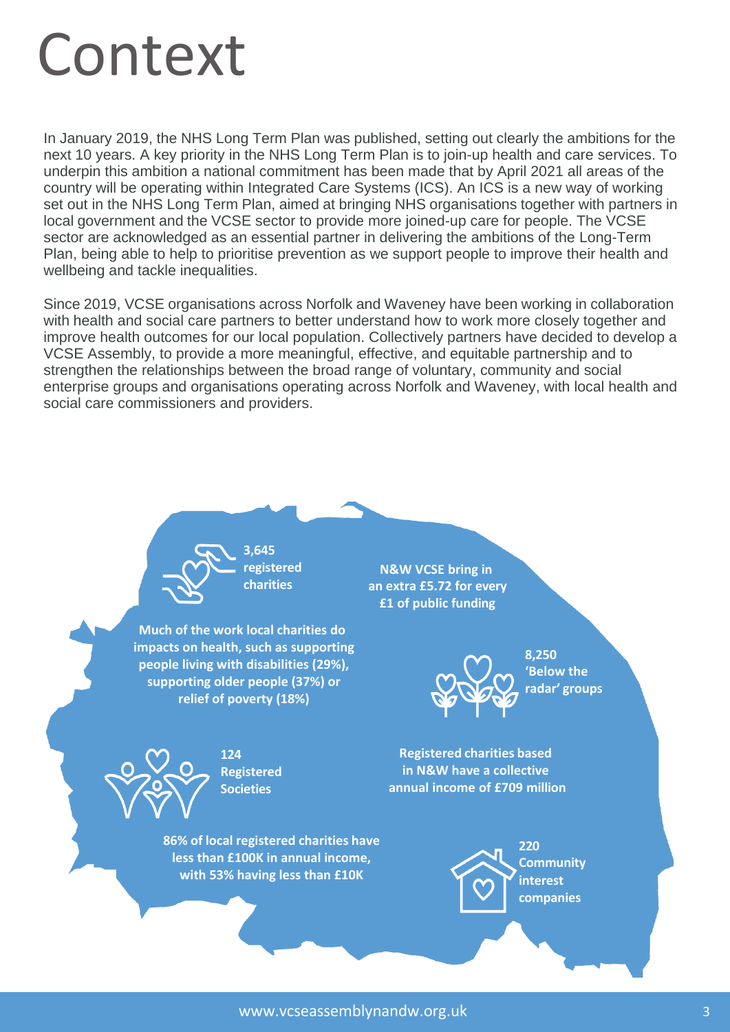# Context

In January 2019, the NHS Long Term Plan was published, setting out clearly the ambitions for the next 10 years. A key priority in the NHS Long Term Plan is to join-up health and care services. To underpin this ambition a national commitment has been made that by April 2021 all areas of the country will be operating within Integrated Care Systems (ICS). An ICS is a new way of working set out in the NHS Long Term Plan, aimed at bringing NHS organisations together with partners in local government and the VCSE sector to provide more joined-up care for people. The VCSE sector are acknowledged as an essential partner in delivering the ambitions of the Long-Term Plan, being able to help to prioritise prevention as we support people to improve their health and wellbeing and tackle inequalities.

Since 2019, VCSE organisations across Norfolk and Waveney have been working in collaboration with health and social care partners to better understand how to work more closely together and improve health outcomes for our local population. Collectively partners have decided to develop a VCSE Assembly, to provide a more meaningful, effective, and equitable partnership and to strengthen the relationships between the broad range of voluntary, community and social enterprise groups and organisations operating across Norfolk and Waveney, with local health and social care commissioners and providers.

**3,645 registered charities**

**N&W VCSE bring in an extra £5.72 for every £1 of public funding**

**Much of the work local charities do impacts on health, such as supporting people living with disabilities (29%), supporting older people (37%) or relief of poverty (18%)**

**8,250 'Below the radar' groups**

**124 Registered Societies**

**Registered charities based in N&W have a collective annual income of £709 million**

**86% of local registered charities have less than £100K in annual income, with 53% having less than £10K**

**220 Community interest companies**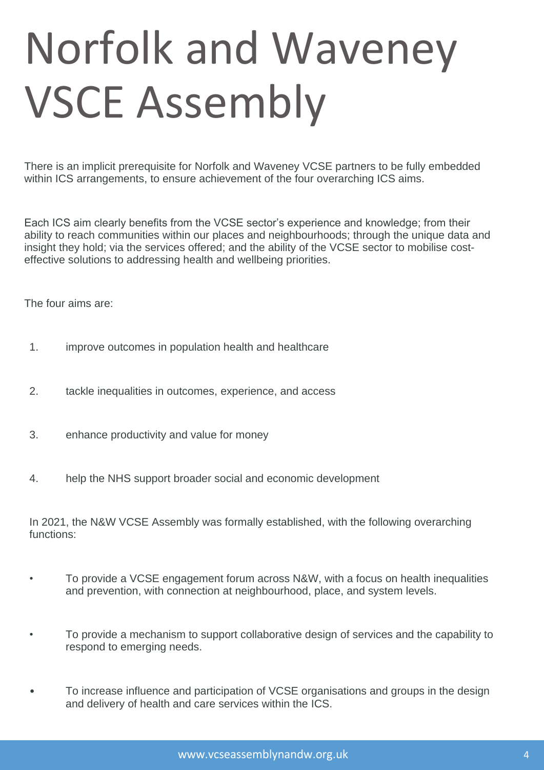# Norfolk and Waveney VSCE Assembly

There is an implicit prerequisite for Norfolk and Waveney VCSE partners to be fully embedded within ICS arrangements, to ensure achievement of the four overarching ICS aims.

Each ICS aim clearly benefits from the VCSE sector's experience and knowledge; from their ability to reach communities within our places and neighbourhoods; through the unique data and insight they hold; via the services offered; and the ability of the VCSE sector to mobilise cost-effective solutions to addressing health and wellbeing priorities.

The four aims are:

1. improve outcomes in population health and healthcare
2. tackle inequalities in outcomes, experience, and access
3. enhance productivity and value for money
4. help the NHS support broader social and economic development

In 2021, the N&W VCSE Assembly was formally established, with the following overarching functions:

- To provide a VCSE engagement forum across N&W, with a focus on health inequalities and prevention, with connection at neighbourhood, place, and system levels.
- To provide a mechanism to support collaborative design of services and the capability to respond to emerging needs.
- To increase influence and participation of VCSE organisations and groups in the design and delivery of health and care services within the ICS.

www.vcseassemblynandw.org.uk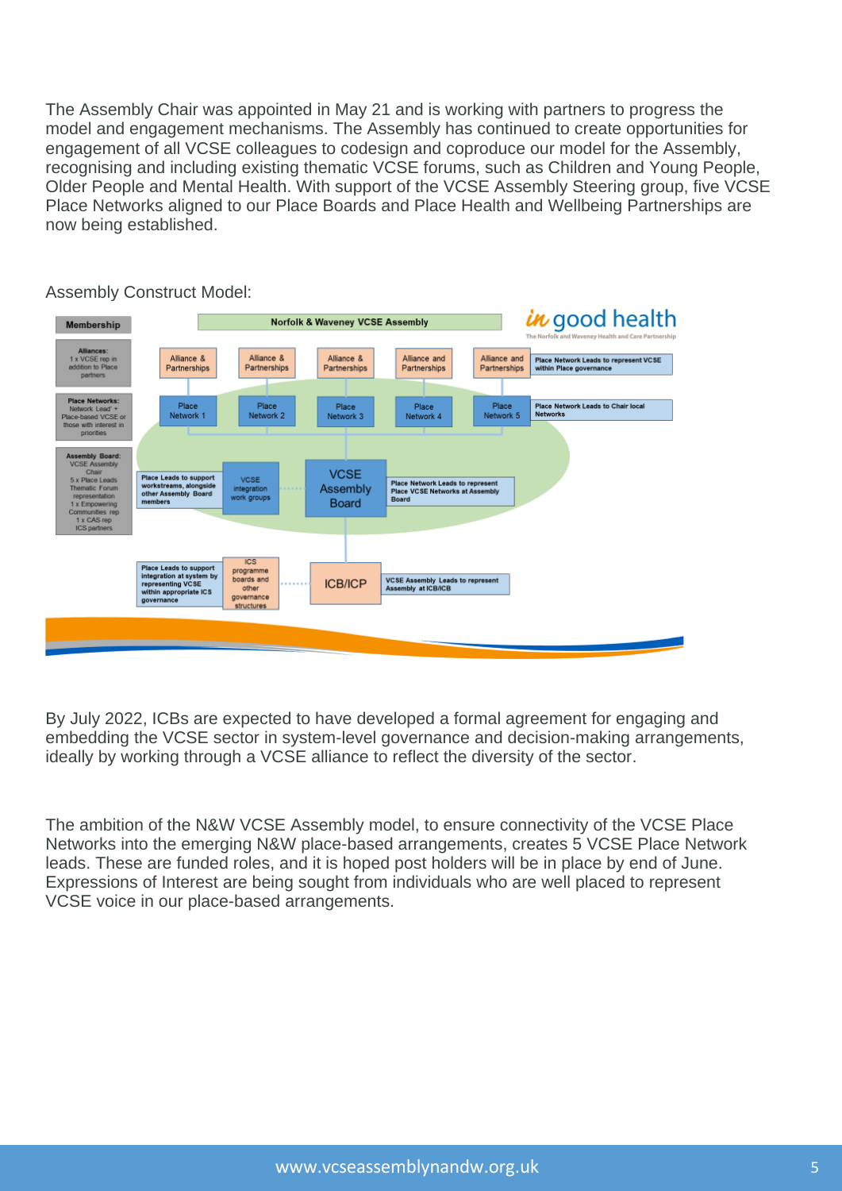The Assembly Chair was appointed in May 21 and is working with partners to progress the model and engagement mechanisms. The Assembly has continued to create opportunities for engagement of all VCSE colleagues to codesign and coproduce our model for the Assembly, recognising and including existing thematic VCSE forums, such as Children and Young People, Older People and Mental Health. With support of the VCSE Assembly Steering group, five VCSE Place Networks aligned to our Place Boards and Place Health and Wellbeing Partnerships are now being established.

Assembly Construct Model:

**Norfolk & Waveney VCSE Assembly**

in good health – The Norfolk and Waveney Health and Care Partnership

**Membership**

- **Alliances:** 1 x VCSE rep in addition to Place partners
- **Place Networks:** Network Lead* + Place-based VCSE or those with interest in priorities
- **Assembly Board:** VCSE Assembly Chair, 5 x Place Leads, Thematic Forum representation, 1 x Empowering Communities rep, 1 x CAS rep, ICS partners

Alliance & Partnerships | Alliance & Partnerships | Alliance & Partnerships | Alliance and Partnerships | Alliance and Partnerships

Place Network Leads to represent VCSE within Place governance

Place Network 1 | Place Network 2 | Place Network 3 | Place Network 4 | Place Network 5

Place Network Leads to Chair local Networks

Place Leads to support workstreams, alongside other Assembly Board members — VCSE integration work groups — **VCSE Assembly Board** — Place Network Leads to represent Place VCSE Networks at Assembly Board

Place Leads to support integration at system by representing VCSE within appropriate ICS governance — ICS programme boards and other governance structures — **ICB/ICP** — VCSE Assembly Leads to represent Assembly at ICB/ICB

By July 2022, ICBs are expected to have developed a formal agreement for engaging and embedding the VCSE sector in system-level governance and decision-making arrangements, ideally by working through a VCSE alliance to reflect the diversity of the sector.

The ambition of the N&W VCSE Assembly model, to ensure connectivity of the VCSE Place Networks into the emerging N&W place-based arrangements, creates 5 VCSE Place Network leads. These are funded roles, and it is hoped post holders will be in place by end of June. Expressions of Interest are being sought from individuals who are well placed to represent VCSE voice in our place-based arrangements.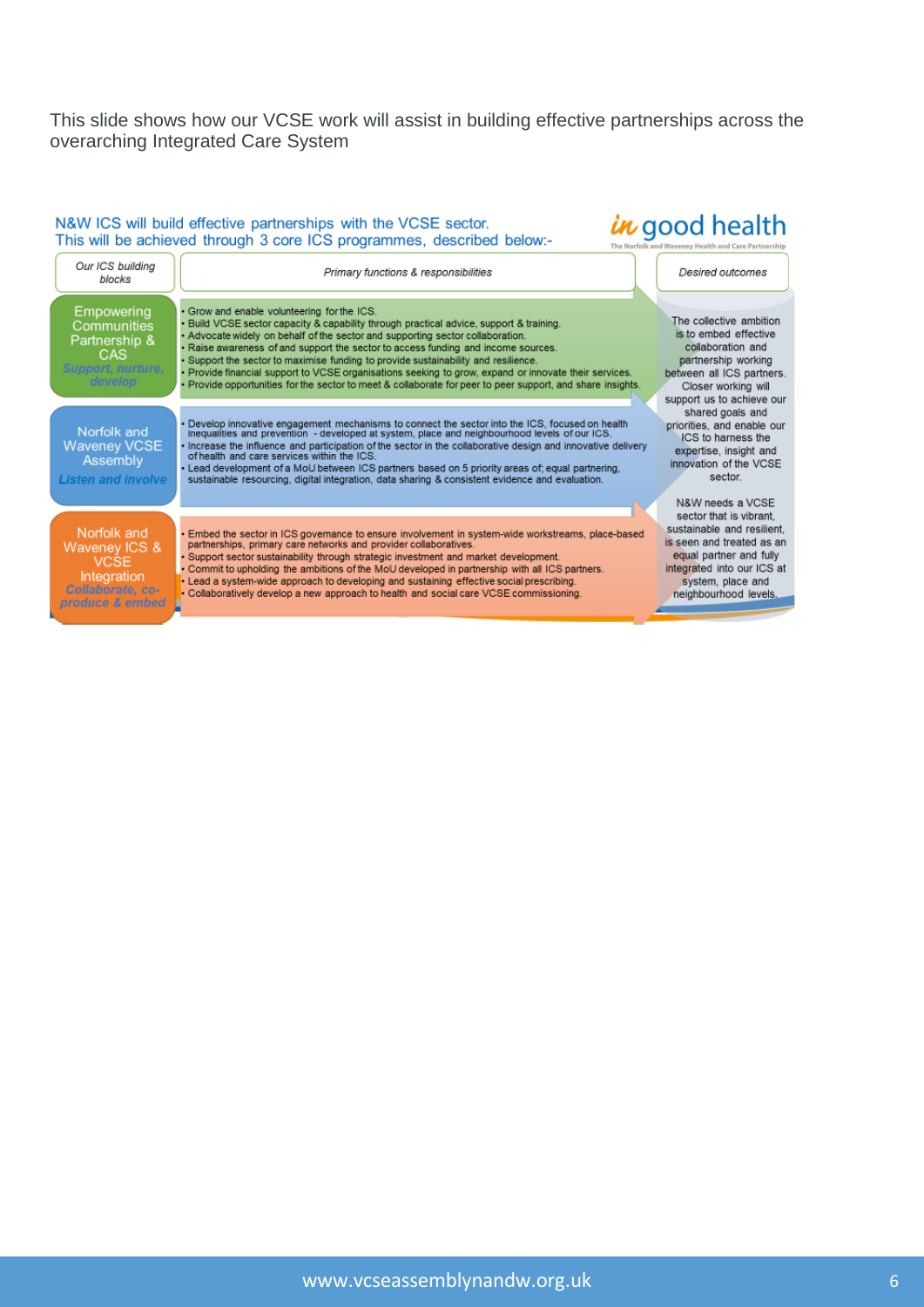This slide shows how our VCSE work will assist in building effective partnerships across the overarching Integrated Care System

## N&W ICS will build effective partnerships with the VCSE sector. This will be achieved through 3 core ICS programmes, described below:-

*in* good health
The Norfolk and Waveney Health and Care Partnership

| *Our ICS building blocks* | *Primary functions & responsibilities* | *Desired outcomes* |
|---|---|---|
| Empowering Communities Partnership & CAS<br>*Support, nurture, develop* | • Grow and enable volunteering for the ICS.<br>• Build VCSE sector capacity & capability through practical advice, support & training.<br>• Advocate widely on behalf of the sector and supporting sector collaboration.<br>• Raise awareness of and support the sector to access funding and income sources.<br>• Support the sector to maximise funding to provide sustainability and resilience.<br>• Provide financial support to VCSE organisations seeking to grow, expand or innovate their services.<br>• Provide opportunities for the sector to meet & collaborate for peer to peer support, and share insights. | The collective ambition is to embed effective collaboration and partnership working between all ICS partners. Closer working will support us to achieve our shared goals and priorities, and enable our ICS to harness the expertise, insight and innovation of the VCSE sector.<br><br>N&W needs a VCSE sector that is vibrant, sustainable and resilient, is seen and treated as an equal partner and fully integrated into our ICS at system, place and neighbourhood levels. |
| Norfolk and Waveney VCSE Assembly<br>*Listen and involve* | • Develop innovative engagement mechanisms to connect the sector into the ICS, focused on health inequalities and prevention - developed at system, place and neighbourhood levels of our ICS.<br>• Increase the influence and participation of the sector in the collaborative design and innovative delivery of health and care services within the ICS.<br>• Lead development of a MoU between ICS partners based on 5 priority areas of; equal partnering, sustainable resourcing, digital integration, data sharing & consistent evidence and evaluation. | |
| Norfolk and Waveney ICS & VCSE Integration<br>*Collaborate, co-produce & embed* | • Embed the sector in ICS governance to ensure involvement in system-wide workstreams, place-based partnerships, primary care networks and provider collaboratives.<br>• Support sector sustainability through strategic investment and market development.<br>• Commit to upholding the ambitions of the MoU developed in partnership with all ICS partners.<br>• Lead a system-wide approach to developing and sustaining effective social prescribing.<br>• Collaboratively develop a new approach to health and social care VCSE commissioning. | |

www.vcseassemblynandw.org.uk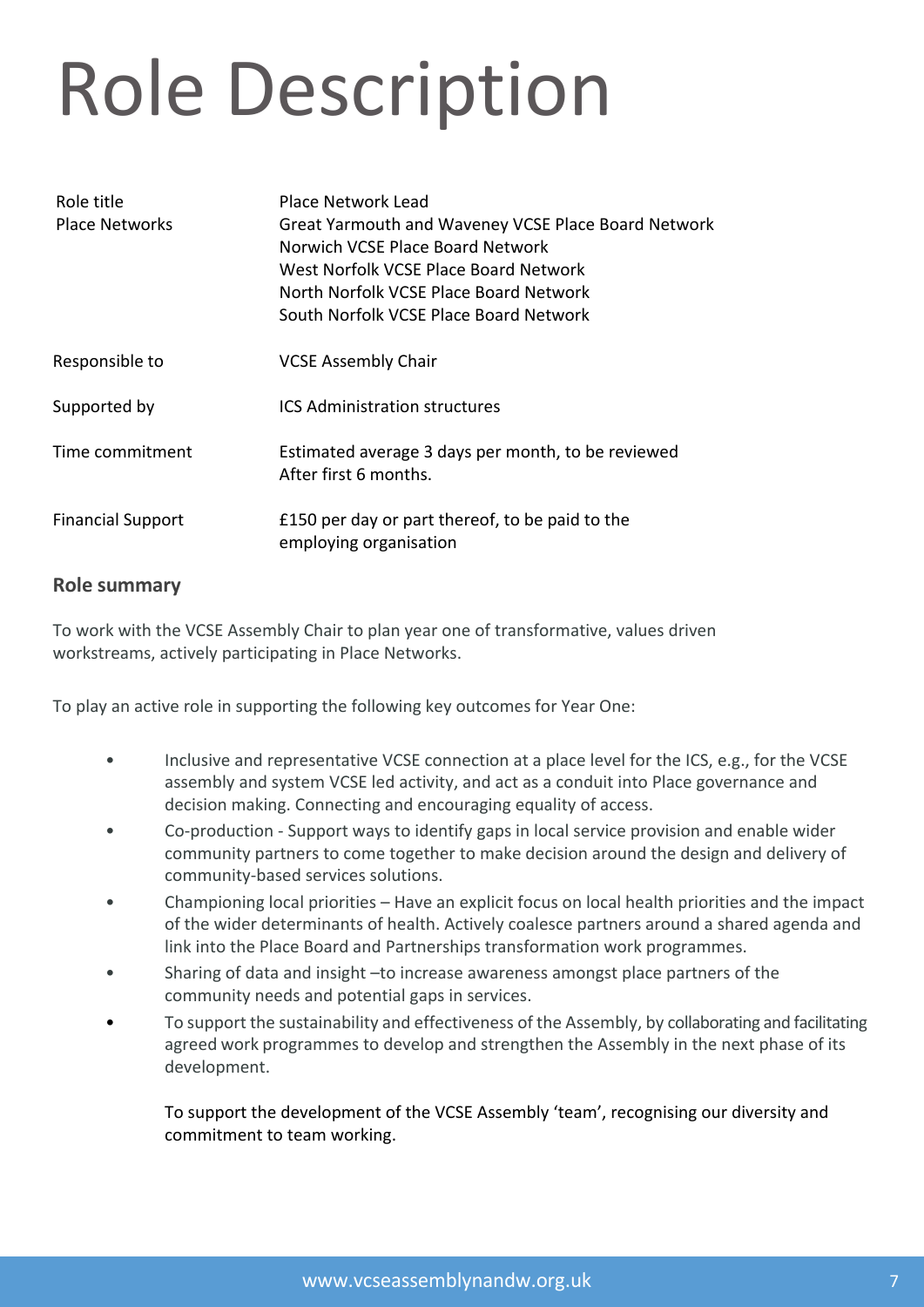# Role Description

| | |
|---|---|
| Role title | Place Network Lead |
| Place Networks | Great Yarmouth and Waveney VCSE Place Board Network<br>Norwich VCSE Place Board Network<br>West Norfolk VCSE Place Board Network<br>North Norfolk VCSE Place Board Network<br>South Norfolk VCSE Place Board Network |
| Responsible to | VCSE Assembly Chair |
| Supported by | ICS Administration structures |
| Time commitment | Estimated average 3 days per month, to be reviewed After first 6 months. |
| Financial Support | £150 per day or part thereof, to be paid to the employing organisation |

## Role summary

To work with the VCSE Assembly Chair to plan year one of transformative, values driven workstreams, actively participating in Place Networks.

To play an active role in supporting the following key outcomes for Year One:

- Inclusive and representative VCSE connection at a place level for the ICS, e.g., for the VCSE assembly and system VCSE led activity, and act as a conduit into Place governance and decision making. Connecting and encouraging equality of access.
- Co-production - Support ways to identify gaps in local service provision and enable wider community partners to come together to make decision around the design and delivery of community-based services solutions.
- Championing local priorities – Have an explicit focus on local health priorities and the impact of the wider determinants of health. Actively coalesce partners around a shared agenda and link into the Place Board and Partnerships transformation work programmes.
- Sharing of data and insight –to increase awareness amongst place partners of the community needs and potential gaps in services.
- To support the sustainability and effectiveness of the Assembly, by collaborating and facilitating agreed work programmes to develop and strengthen the Assembly in the next phase of its development.

  To support the development of the VCSE Assembly 'team', recognising our diversity and commitment to team working.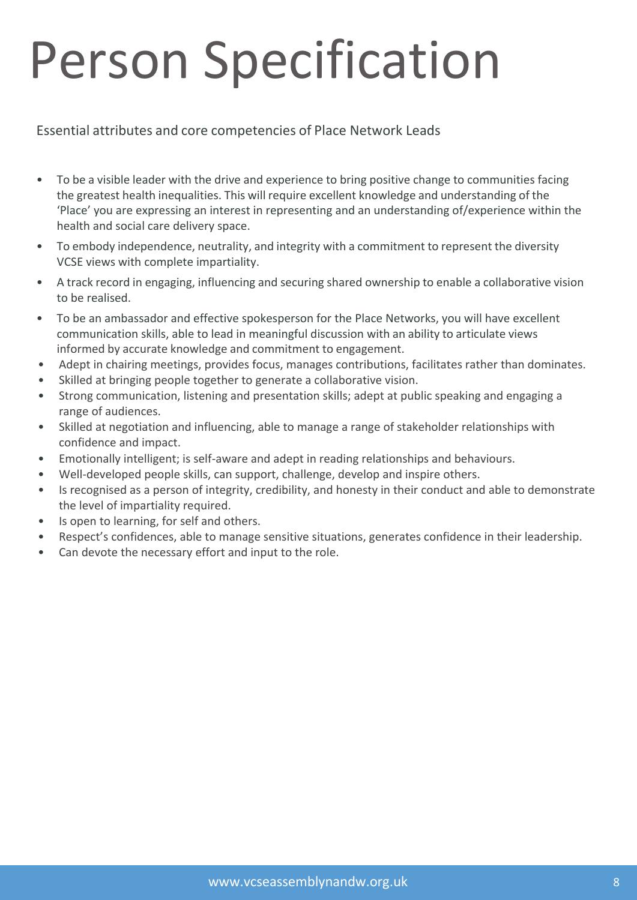# Person Specification

Essential attributes and core competencies of Place Network Leads

- To be a visible leader with the drive and experience to bring positive change to communities facing the greatest health inequalities. This will require excellent knowledge and understanding of the 'Place' you are expressing an interest in representing and an understanding of/experience within the health and social care delivery space.
- To embody independence, neutrality, and integrity with a commitment to represent the diversity VCSE views with complete impartiality.
- A track record in engaging, influencing and securing shared ownership to enable a collaborative vision to be realised.
- To be an ambassador and effective spokesperson for the Place Networks, you will have excellent communication skills, able to lead in meaningful discussion with an ability to articulate views informed by accurate knowledge and commitment to engagement.
- Adept in chairing meetings, provides focus, manages contributions, facilitates rather than dominates.
- Skilled at bringing people together to generate a collaborative vision.
- Strong communication, listening and presentation skills; adept at public speaking and engaging a range of audiences.
- Skilled at negotiation and influencing, able to manage a range of stakeholder relationships with confidence and impact.
- Emotionally intelligent; is self-aware and adept in reading relationships and behaviours.
- Well-developed people skills, can support, challenge, develop and inspire others.
- Is recognised as a person of integrity, credibility, and honesty in their conduct and able to demonstrate the level of impartiality required.
- Is open to learning, for self and others.
- Respect's confidences, able to manage sensitive situations, generates confidence in their leadership.
- Can devote the necessary effort and input to the role.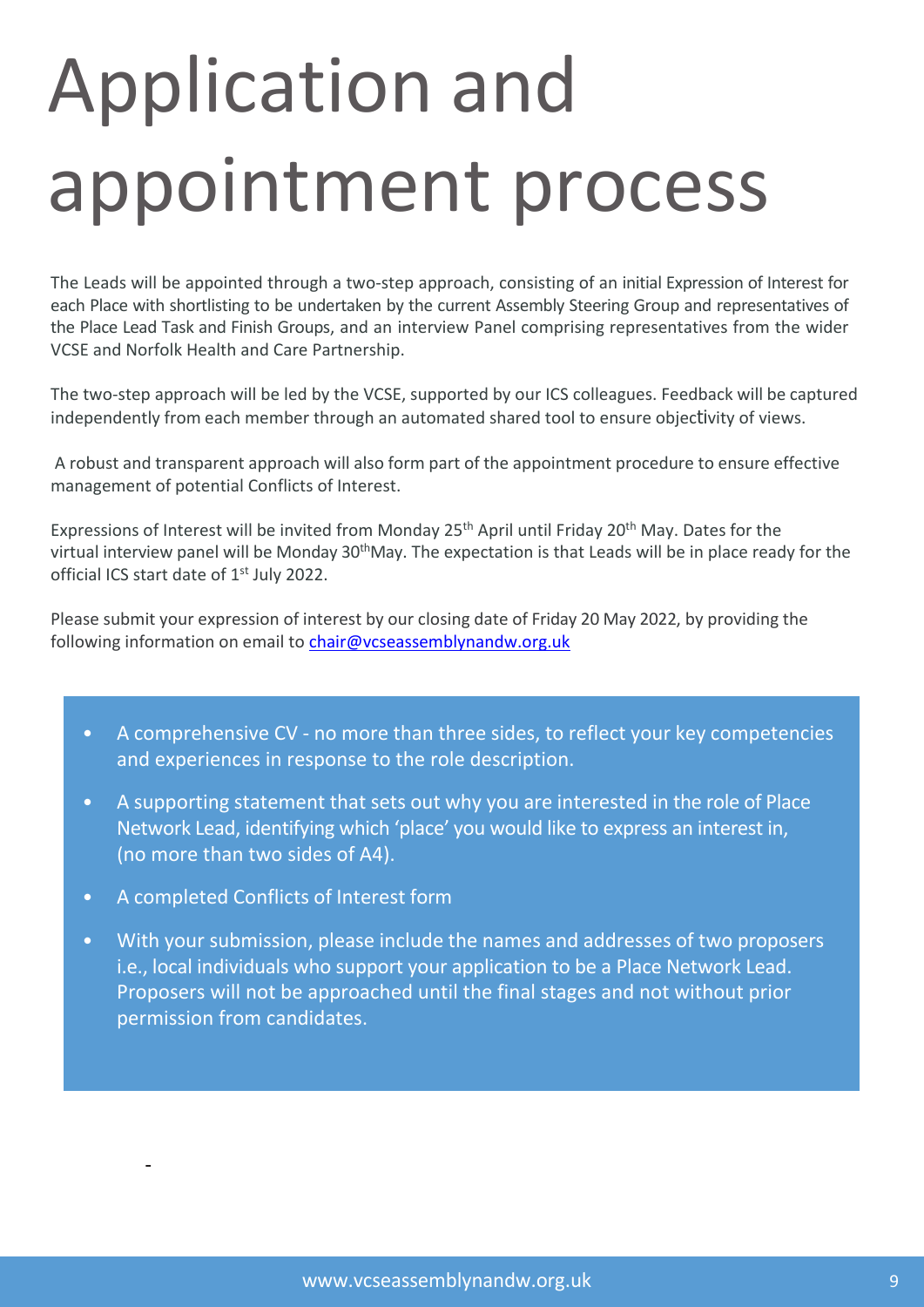# Application and appointment process

The Leads will be appointed through a two-step approach, consisting of an initial Expression of Interest for each Place with shortlisting to be undertaken by the current Assembly Steering Group and representatives of the Place Lead Task and Finish Groups, and an interview Panel comprising representatives from the wider VCSE and Norfolk Health and Care Partnership.

The two-step approach will be led by the VCSE, supported by our ICS colleagues. Feedback will be captured independently from each member through an automated shared tool to ensure objectivity of views.

A robust and transparent approach will also form part of the appointment procedure to ensure effective management of potential Conflicts of Interest.

Expressions of Interest will be invited from Monday 25th April until Friday 20th May. Dates for the virtual interview panel will be Monday 30th May. The expectation is that Leads will be in place ready for the official ICS start date of 1st July 2022.

Please submit your expression of interest by our closing date of Friday 20 May 2022, by providing the following information on email to chair@vcseassemblynandw.org.uk

- A comprehensive CV - no more than three sides, to reflect your key competencies and experiences in response to the role description.
- A supporting statement that sets out why you are interested in the role of Place Network Lead, identifying which 'place' you would like to express an interest in, (no more than two sides of A4).
- A completed Conflicts of Interest form
- With your submission, please include the names and addresses of two proposers i.e., local individuals who support your application to be a Place Network Lead. Proposers will not be approached until the final stages and not without prior permission from candidates.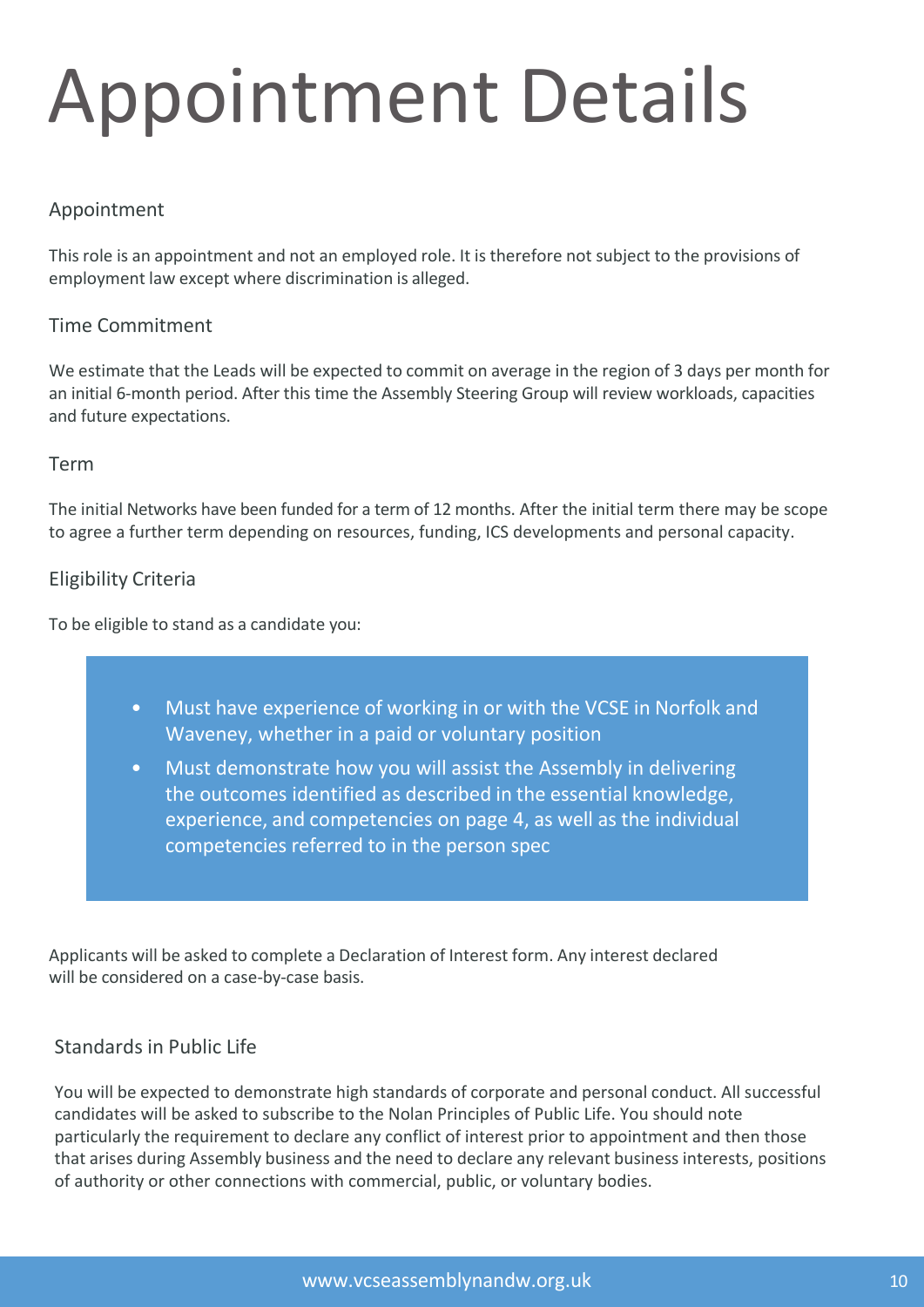# Appointment Details

## Appointment

This role is an appointment and not an employed role. It is therefore not subject to the provisions of employment law except where discrimination is alleged.

## Time Commitment

We estimate that the Leads will be expected to commit on average in the region of 3 days per month for an initial 6-month period. After this time the Assembly Steering Group will review workloads, capacities and future expectations.

## Term

The initial Networks have been funded for a term of 12 months. After the initial term there may be scope to agree a further term depending on resources, funding, ICS developments and personal capacity.

## Eligibility Criteria

To be eligible to stand as a candidate you:

- Must have experience of working in or with the VCSE in Norfolk and Waveney, whether in a paid or voluntary position
- Must demonstrate how you will assist the Assembly in delivering the outcomes identified as described in the essential knowledge, experience, and competencies on page 4, as well as the individual competencies referred to in the person spec

Applicants will be asked to complete a Declaration of Interest form. Any interest declared will be considered on a case-by-case basis.

## Standards in Public Life

You will be expected to demonstrate high standards of corporate and personal conduct. All successful candidates will be asked to subscribe to the Nolan Principles of Public Life. You should note particularly the requirement to declare any conflict of interest prior to appointment and then those that arises during Assembly business and the need to declare any relevant business interests, positions of authority or other connections with commercial, public, or voluntary bodies.

www.vcseassemblynandw.org.uk